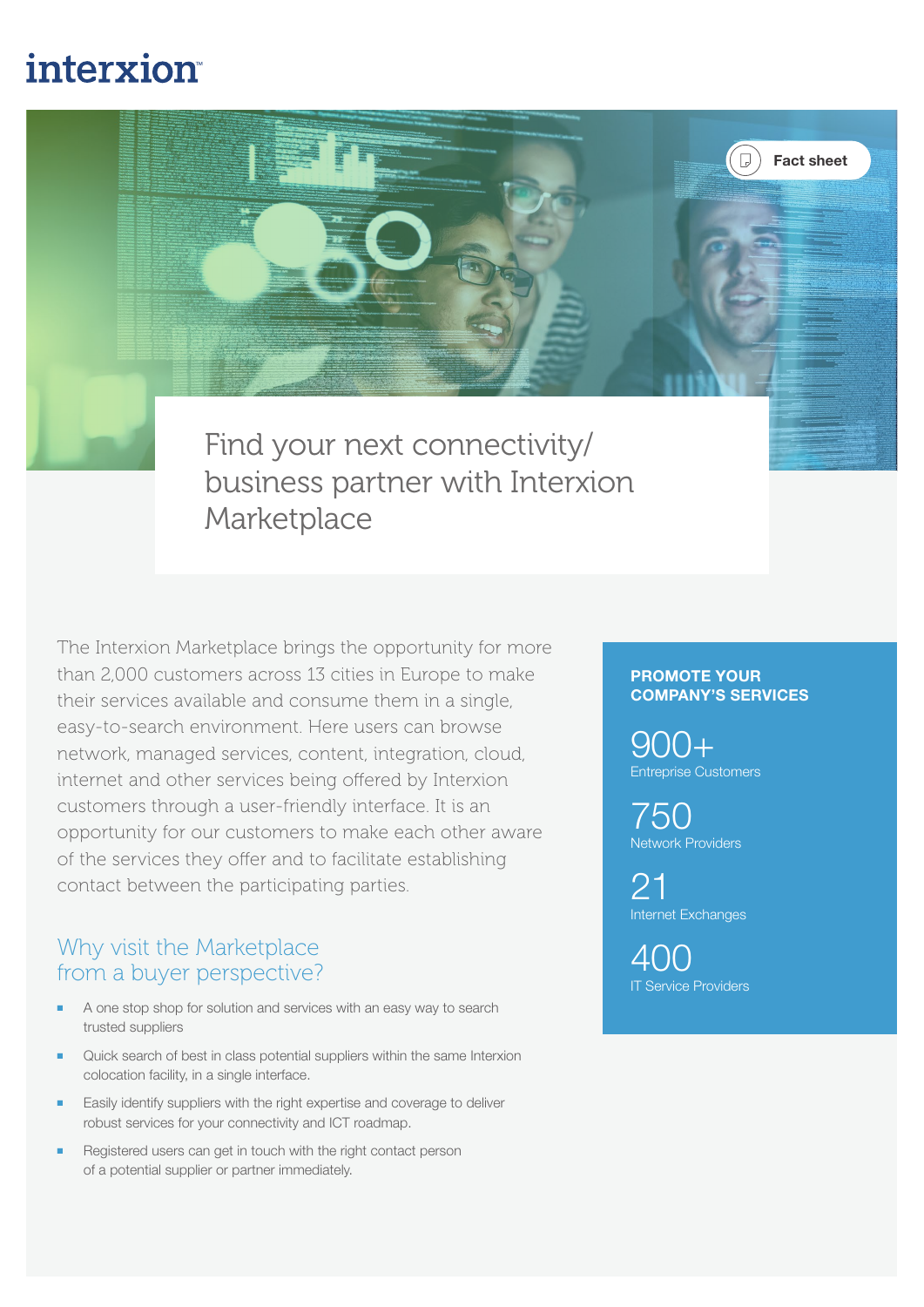interxion

Fact sheet

# Find your next connectivity/ business partner with Interxion Marketplace

The Interxion Marketplace brings the opportunity for more than 2,000 customers across 13 cities in Europe to make their services available and consume them in a single, easy-to-search environment. Here users can browse network, managed services, content, integration, cloud, internet and other services being offered by Interxion customers through a user-friendly interface. It is an opportunity for our customers to make each other aware of the services they offer and to facilitate establishing contact between the participating parties.

## Why visit the Marketplace from a buyer perspective?

- A one stop shop for solution and services with an easy way to search trusted suppliers
- Quick search of best in class potential suppliers within the same Interxion colocation facility, in a single interface.
- Easily identify suppliers with the right expertise and coverage to deliver robust services for your connectivity and ICT roadmap.
- Registered users can get in touch with the right contact person of a potential supplier or partner immediately.

**PROMOTE YOUR COMPANY'S SERVICES**

900+
Entreprise Customers

750
Network Providers

21
Internet Exchanges

400
IT Service Providers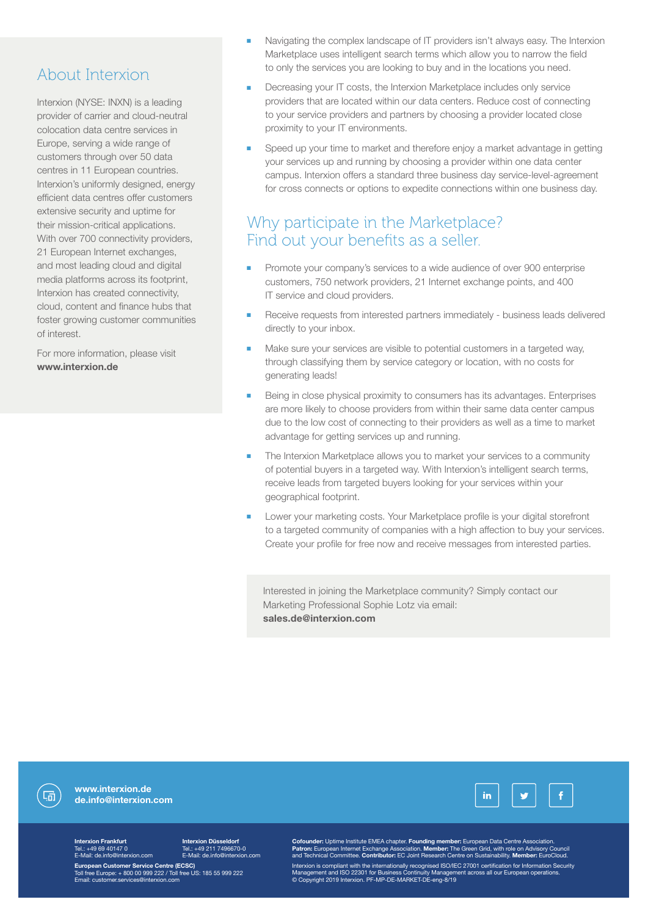## About Interxion

Interxion (NYSE: INXN) is a leading provider of carrier and cloud-neutral colocation data centre services in Europe, serving a wide range of customers through over 50 data centres in 11 European countries. Interxion's uniformly designed, energy efficient data centres offer customers extensive security and uptime for their mission-critical applications. With over 700 connectivity providers, 21 European Internet exchanges, and most leading cloud and digital media platforms across its footprint, Interxion has created connectivity, cloud, content and finance hubs that foster growing customer communities of interest.

For more information, please visit **www.interxion.de**

- Navigating the complex landscape of IT providers isn't always easy. The Interxion Marketplace uses intelligent search terms which allow you to narrow the field to only the services you are looking to buy and in the locations you need.
- Decreasing your IT costs, the Interxion Marketplace includes only service providers that are located within our data centers. Reduce cost of connecting to your service providers and partners by choosing a provider located close proximity to your IT environments.
- Speed up your time to market and therefore enjoy a market advantage in getting your services up and running by choosing a provider within one data center campus. Interxion offers a standard three business day service-level-agreement for cross connects or options to expedite connections within one business day.

## Why participate in the Marketplace? Find out your benefits as a seller.

- Promote your company's services to a wide audience of over 900 enterprise customers, 750 network providers, 21 Internet exchange points, and 400 IT service and cloud providers.
- Receive requests from interested partners immediately - business leads delivered directly to your inbox.
- Make sure your services are visible to potential customers in a targeted way, through classifying them by service category or location, with no costs for generating leads!
- Being in close physical proximity to consumers has its advantages. Enterprises are more likely to choose providers from within their same data center campus due to the low cost of connecting to their providers as well as a time to market advantage for getting services up and running.
- The Interxion Marketplace allows you to market your services to a community of potential buyers in a targeted way. With Interxion's intelligent search terms, receive leads from targeted buyers looking for your services within your geographical footprint.
- Lower your marketing costs. Your Marketplace profile is your digital storefront to a targeted community of companies with a high affection to buy your services. Create your profile for free now and receive messages from interested parties.

Interested in joining the Marketplace community? Simply contact our Marketing Professional Sophie Lotz via email:
**sales.de@interxion.com**

**www.interxion.de**
**de.info@interxion.com**

**Interxion Frankfurt**
Tel.: +49 69 40147 0
E-Mail: de.info@interxion.com

**Interxion Düsseldorf**
Tel.: +49 211 7496670-0
E-Mail: de.info@interxion.com

**European Customer Service Centre (ECSC)**
Toll free Europe: + 800 00 999 222 / Toll free US: 185 55 999 222
Email: customer.services@interxion.com

**Cofounder:** Uptime Institute EMEA chapter. **Founding member:** European Data Centre Association. **Patron:** European Internet Exchange Association. **Member:** The Green Grid, with role on Advisory Council and Technical Committee. **Contributor:** EC Joint Research Centre on Sustainability. **Member:** EuroCloud.

Interxion is compliant with the internationally recognised ISO/IEC 27001 certification for Information Security Management and ISO 22301 for Business Continuity Management across all our European operations.
© Copyright 2019 Interxion. PF-MP-DE-MARKET-DE-eng-8/19